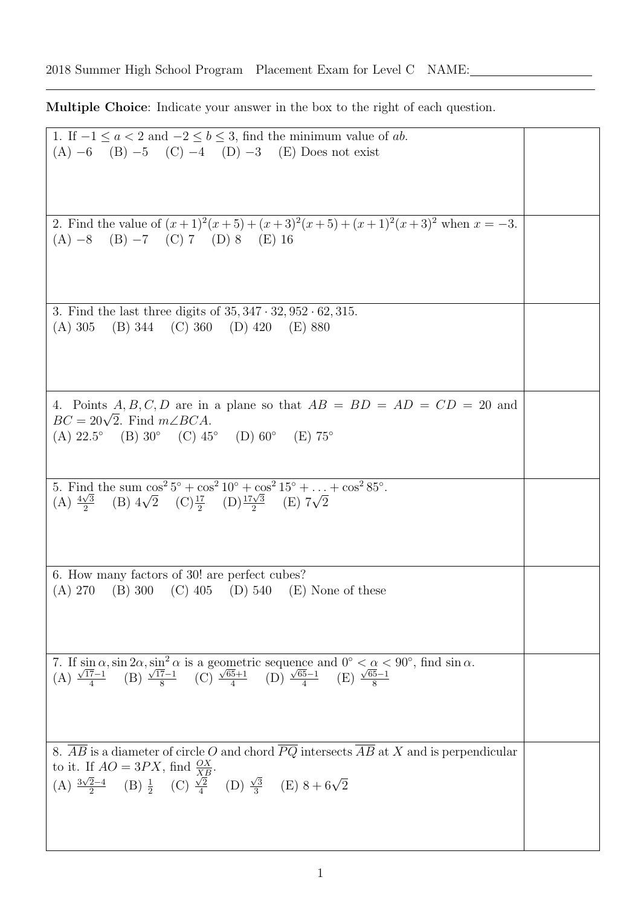2018 Summer High School Program Placement Exam for Level C NAME:\_\_\_\_\_\_\_\_\_\_\_\_\_\_\_\_\_\_

**Multiple Choice**: Indicate your answer in the box to the right of each question.

| | |
|---|---|
| 1. If $-1 \le a < 2$ and $-2 \le b \le 3$, find the minimum value of $ab$.<br>(A) $-6$ (B) $-5$ (C) $-4$ (D) $-3$ (E) Does not exist | |
| 2. Find the value of $(x+1)^2(x+5)+(x+3)^2(x+5)+(x+1)^2(x+3)^2$ when $x=-3$.<br>(A) $-8$ (B) $-7$ (C) 7 (D) 8 (E) 16 | |
| 3. Find the last three digits of $35,347 \cdot 32,952 \cdot 62,315$.<br>(A) 305 (B) 344 (C) 360 (D) 420 (E) 880 | |
| 4. Points $A, B, C, D$ are in a plane so that $AB = BD = AD = CD = 20$ and $BC = 20\sqrt{2}$. Find $m\angle BCA$.<br>(A) $22.5^\circ$ (B) $30^\circ$ (C) $45^\circ$ (D) $60^\circ$ (E) $75^\circ$ | |
| 5. Find the sum $\cos^2 5^\circ + \cos^2 10^\circ + \cos^2 15^\circ + \ldots + \cos^2 85^\circ$.<br>(A) $\frac{4\sqrt{3}}{2}$ (B) $4\sqrt{2}$ (C) $\frac{17}{2}$ (D) $\frac{17\sqrt{3}}{2}$ (E) $7\sqrt{2}$ | |
| 6. How many factors of $30!$ are perfect cubes?<br>(A) 270 (B) 300 (C) 405 (D) 540 (E) None of these | |
| 7. If $\sin\alpha, \sin 2\alpha, \sin^2\alpha$ is a geometric sequence and $0^\circ < \alpha < 90^\circ$, find $\sin\alpha$.<br>(A) $\frac{\sqrt{17}-1}{4}$ (B) $\frac{\sqrt{17}-1}{8}$ (C) $\frac{\sqrt{65}+1}{4}$ (D) $\frac{\sqrt{65}-1}{4}$ (E) $\frac{\sqrt{65}-1}{8}$ | |
| 8. $\overline{AB}$ is a diameter of circle $O$ and chord $\overline{PQ}$ intersects $\overline{AB}$ at $X$ and is perpendicular to it. If $AO = 3PX$, find $\frac{OX}{XB}$.<br>(A) $\frac{3\sqrt{2}-4}{2}$ (B) $\frac{1}{2}$ (C) $\frac{\sqrt{2}}{4}$ (D) $\frac{\sqrt{3}}{3}$ (E) $8+6\sqrt{2}$ | |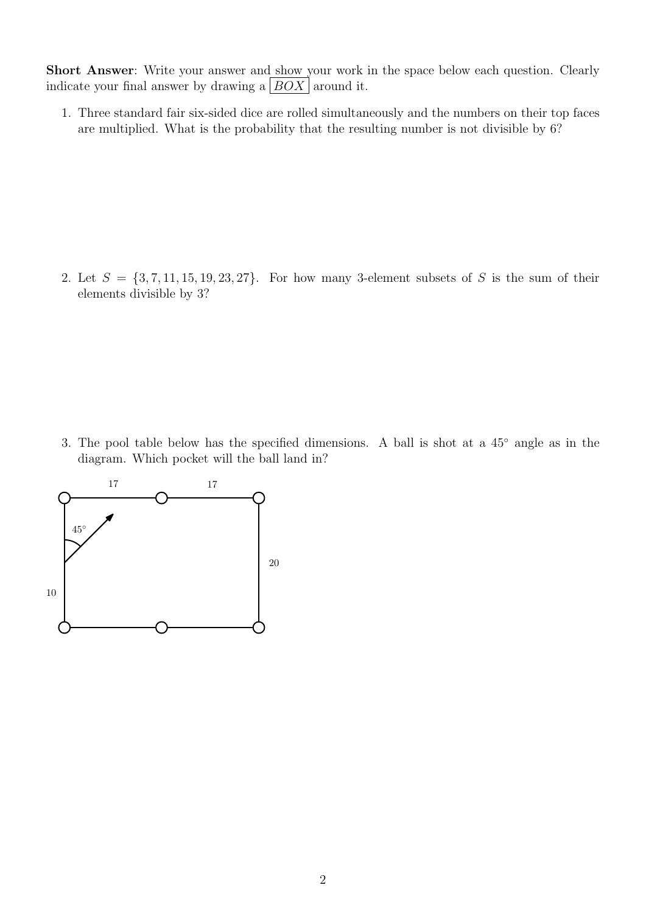**Short Answer**: Write your answer and show your work in the space below each question. Clearly indicate your final answer by drawing a $\boxed{BOX}$ around it.

1. Three standard fair six-sided dice are rolled simultaneously and the numbers on their top faces are multiplied. What is the probability that the resulting number is not divisible by 6?

2. Let $S = \{3, 7, 11, 15, 19, 23, 27\}$. For how many 3-element subsets of $S$ is the sum of their elements divisible by 3?

3. The pool table below has the specified dimensions. A ball is shot at a $45^\circ$ angle as in the diagram. Which pocket will the ball land in?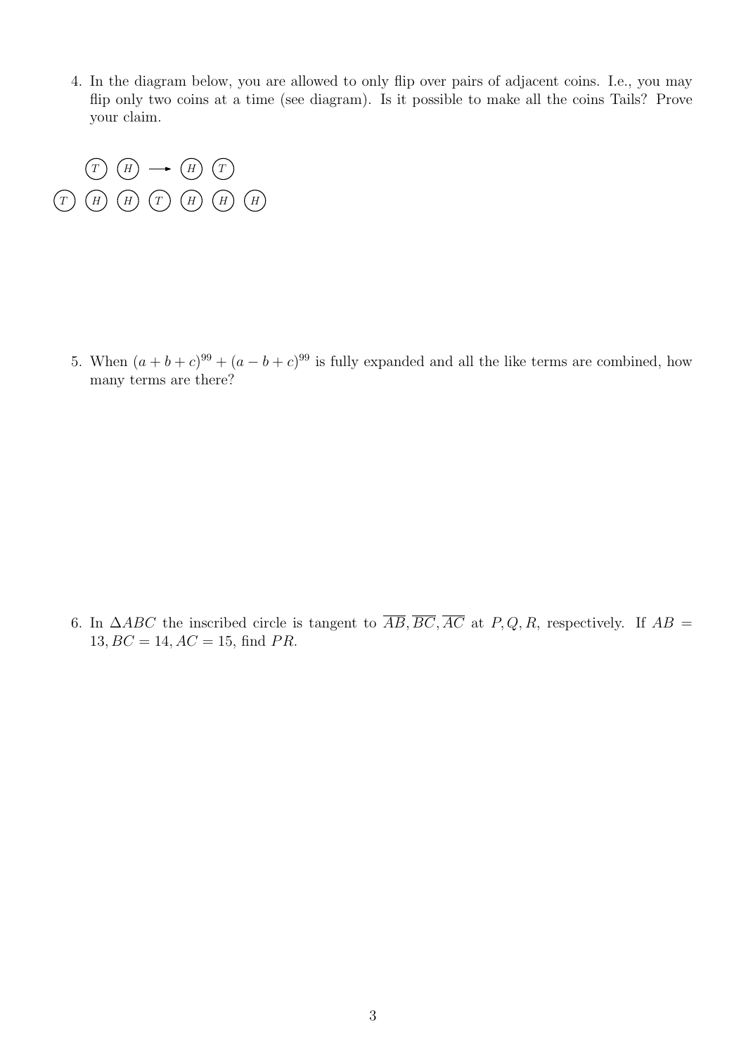4. In the diagram below, you are allowed to only flip over pairs of adjacent coins. I.e., you may flip only two coins at a time (see diagram). Is it possible to make all the coins Tails? Prove your claim.

   (T) (H) → (H) (T)

   (T) (H) (H) (T) (H) (H) (H)

5. When $(a+b+c)^{99} + (a-b+c)^{99}$ is fully expanded and all the like terms are combined, how many terms are there?

6. In $\Delta ABC$ the inscribed circle is tangent to $\overline{AB}, \overline{BC}, \overline{AC}$ at $P, Q, R$, respectively. If $AB = 13, BC = 14, AC = 15$, find $PR$.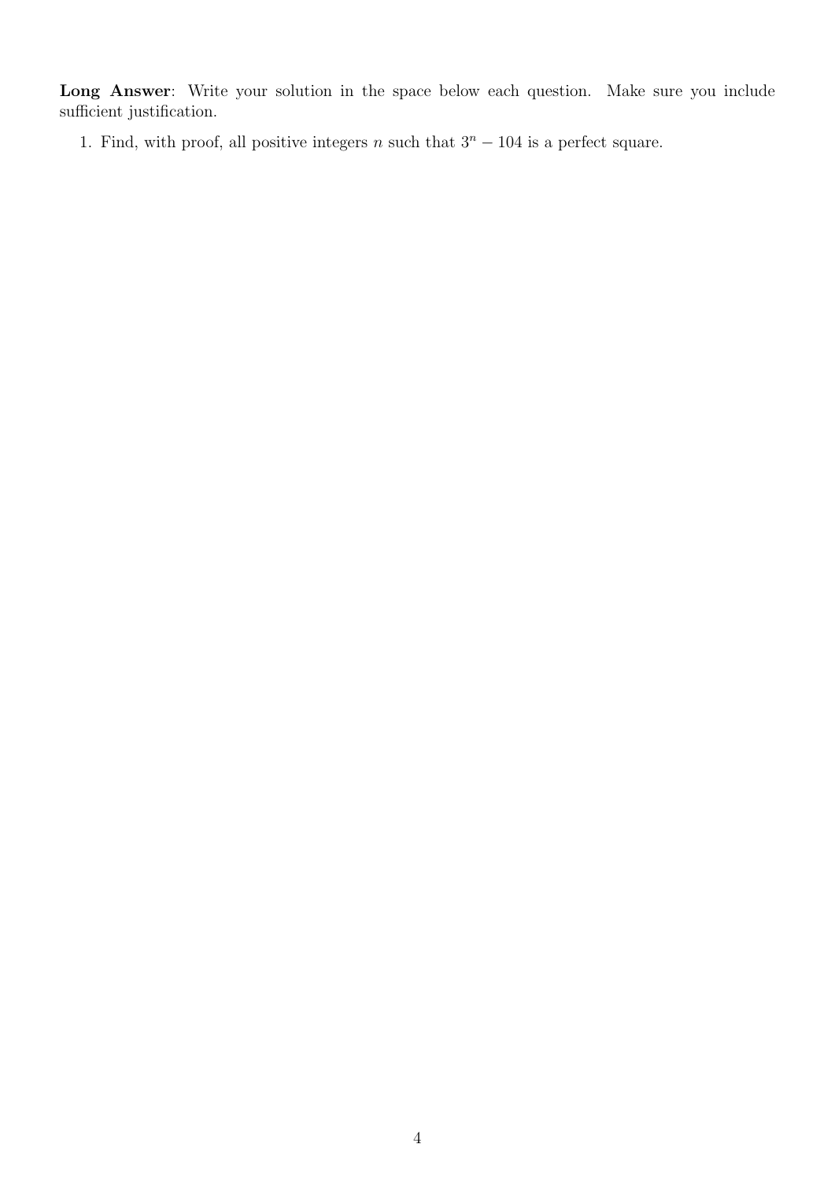**Long Answer**: Write your solution in the space below each question. Make sure you include sufficient justification.

1. Find, with proof, all positive integers $n$ such that $3^n - 104$ is a perfect square.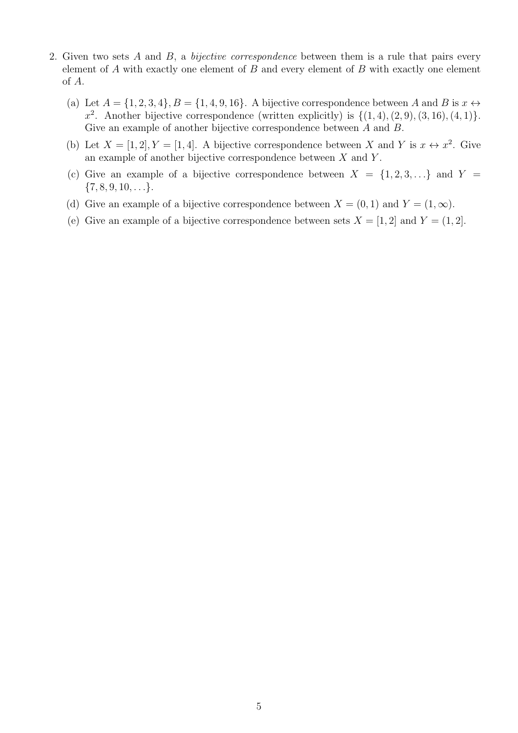2. Given two sets $A$ and $B$, a *bijective correspondence* between them is a rule that pairs every element of $A$ with exactly one element of $B$ and every element of $B$ with exactly one element of $A$.

   (a) Let $A = \{1, 2, 3, 4\}, B = \{1, 4, 9, 16\}$. A bijective correspondence between $A$ and $B$ is $x \leftrightarrow x^2$. Another bijective correspondence (written explicitly) is $\{(1, 4), (2, 9), (3, 16), (4, 1)\}$. Give an example of another bijective correspondence between $A$ and $B$.

   (b) Let $X = [1, 2], Y = [1, 4]$. A bijective correspondence between $X$ and $Y$ is $x \leftrightarrow x^2$. Give an example of another bijective correspondence between $X$ and $Y$.

   (c) Give an example of a bijective correspondence between $X = \{1, 2, 3, \ldots\}$ and $Y = \{7, 8, 9, 10, \ldots\}$.

   (d) Give an example of a bijective correspondence between $X = (0, 1)$ and $Y = (1, \infty)$.

   (e) Give an example of a bijective correspondence between sets $X = [1, 2]$ and $Y = (1, 2]$.